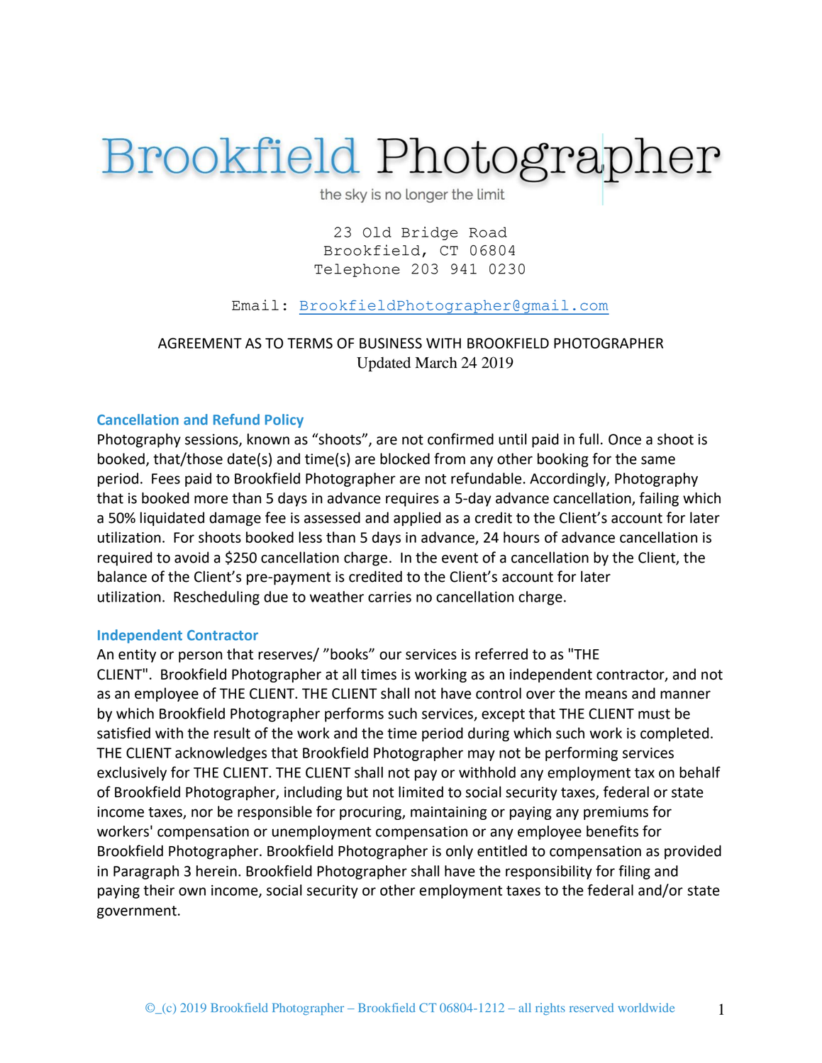# Brookfield Photographer

the sky is no longer the limit

23 Old Bridge Road
Brookfield, CT 06804
Telephone 203 941 0230

Email: BrookfieldPhotographer@gmail.com

AGREEMENT AS TO TERMS OF BUSINESS WITH BROOKFIELD PHOTOGRAPHER
Updated March 24 2019

## Cancellation and Refund Policy

Photography sessions, known as “shoots”, are not confirmed until paid in full. Once a shoot is booked, that/those date(s) and time(s) are blocked from any other booking for the same period. Fees paid to Brookfield Photographer are not refundable. Accordingly, Photography that is booked more than 5 days in advance requires a 5-day advance cancellation, failing which a 50% liquidated damage fee is assessed and applied as a credit to the Client’s account for later utilization. For shoots booked less than 5 days in advance, 24 hours of advance cancellation is required to avoid a $250 cancellation charge. In the event of a cancellation by the Client, the balance of the Client’s pre-payment is credited to the Client’s account for later utilization. Rescheduling due to weather carries no cancellation charge.

## Independent Contractor

An entity or person that reserves/ ”books” our services is referred to as "THE CLIENT". Brookfield Photographer at all times is working as an independent contractor, and not as an employee of THE CLIENT. THE CLIENT shall not have control over the means and manner by which Brookfield Photographer performs such services, except that THE CLIENT must be satisfied with the result of the work and the time period during which such work is completed. THE CLIENT acknowledges that Brookfield Photographer may not be performing services exclusively for THE CLIENT. THE CLIENT shall not pay or withhold any employment tax on behalf of Brookfield Photographer, including but not limited to social security taxes, federal or state income taxes, nor be responsible for procuring, maintaining or paying any premiums for workers' compensation or unemployment compensation or any employee benefits for Brookfield Photographer. Brookfield Photographer is only entitled to compensation as provided in Paragraph 3 herein. Brookfield Photographer shall have the responsibility for filing and paying their own income, social security or other employment taxes to the federal and/or state government.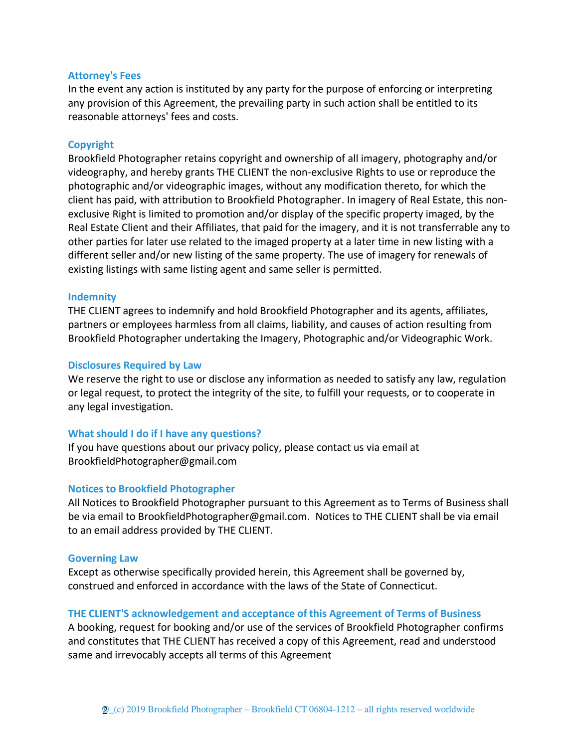### Attorney's Fees

In the event any action is instituted by any party for the purpose of enforcing or interpreting any provision of this Agreement, the prevailing party in such action shall be entitled to its reasonable attorneys' fees and costs.

### Copyright

Brookfield Photographer retains copyright and ownership of all imagery, photography and/or videography, and hereby grants THE CLIENT the non-exclusive Rights to use or reproduce the photographic and/or videographic images, without any modification thereto, for which the client has paid, with attribution to Brookfield Photographer. In imagery of Real Estate, this non-exclusive Right is limited to promotion and/or display of the specific property imaged, by the Real Estate Client and their Affiliates, that paid for the imagery, and it is not transferrable any to other parties for later use related to the imaged property at a later time in new listing with a different seller and/or new listing of the same property. The use of imagery for renewals of existing listings with same listing agent and same seller is permitted.

### Indemnity

THE CLIENT agrees to indemnify and hold Brookfield Photographer and its agents, affiliates, partners or employees harmless from all claims, liability, and causes of action resulting from Brookfield Photographer undertaking the Imagery, Photographic and/or Videographic Work.

### Disclosures Required by Law

We reserve the right to use or disclose any information as needed to satisfy any law, regulation or legal request, to protect the integrity of the site, to fulfill your requests, or to cooperate in any legal investigation.

### What should I do if I have any questions?

If you have questions about our privacy policy, please contact us via email at BrookfieldPhotographer@gmail.com

### Notices to Brookfield Photographer

All Notices to Brookfield Photographer pursuant to this Agreement as to Terms of Business shall be via email to BrookfieldPhotographer@gmail.com. Notices to THE CLIENT shall be via email to an email address provided by THE CLIENT.

### Governing Law

Except as otherwise specifically provided herein, this Agreement shall be governed by, construed and enforced in accordance with the laws of the State of Connecticut.

### THE CLIENT'S acknowledgement and acceptance of this Agreement of Terms of Business

A booking, request for booking and/or use of the services of Brookfield Photographer confirms and constitutes that THE CLIENT has received a copy of this Agreement, read and understood same and irrevocably accepts all terms of this Agreement

(c) 2019 Brookfield Photographer – Brookfield CT 06804-1212 – all rights reserved worldwide